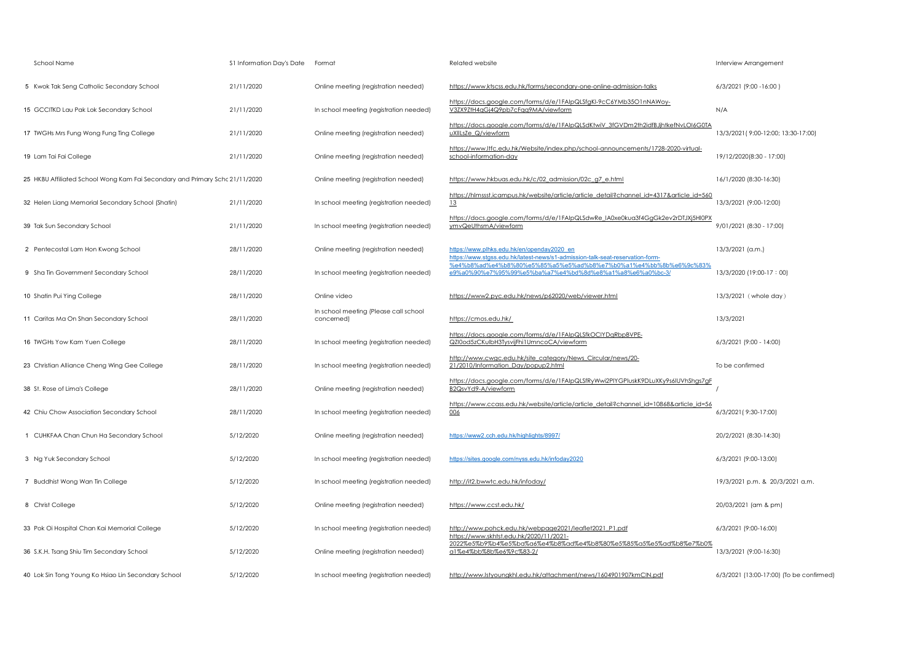| | School Name | S1 Information Day's Date | Format | Related website | Interview Arrangement |
|---|---|---|---|---|---|
| 5 | Kwok Tak Seng Catholic Secondary School | 21/11/2020 | Online meeting (registration needed) | https://www.ktscss.edu.hk/forms/secondary-one-online-admission-talks | 6/3/2021 (9:00 -16:00 ) |
| 15 | GCCITKD Lau Pak Lok Secondary School | 21/11/2020 | In school meeting (registration needed) | https://docs.google.com/forms/d/e/1FAIpQLSfgKI-9cC6YMb35O1nNAWoy-V3ZX9ZtH4qGj4Q9pb7cFqq9MA/viewform | N/A |
| 17 | TWGHs Mrs Fung Wong Fung Ting College | 21/11/2020 | Online meeting (registration needed) | https://docs.google.com/forms/d/e/1FAIpQLSdKtwiV_3fGVDm2th2idfBJjhtkefNvLOI6G0TAuXIlLsZe_Q/viewform | 13/3/2021( 9:00-12:00; 13:30-17:00) |
| 19 | Lam Tai Fai College | 21/11/2020 | Online meeting (registration needed) | https://www.ltfc.edu.hk/Website/index.php/school-announcements/1728-2020-virtual-school-information-day | 19/12/2020(8:30 - 17:00) |
| 25 | HKBU Affiliated School Wong Kam Fai Secondary and Primary Schc | 21/11/2020 | Online meeting (registration needed) | https://www.hkbuas.edu.hk/c/02_admission/02c_g7_e.html | 16/1/2020 (8:30-16:30) |
| 32 | Helen Liang Memorial Secondary School (Shatin) | 21/11/2020 | In school meeting (registration needed) | https://hlmssst.icampus.hk/website/article/article_detail?channel_id=4317&article_id=56013 | 13/3/2021 (9:00-12:00) |
| 39 | Tak Sun Secondary School | 21/11/2020 | In school meeting (registration needed) | https://docs.google.com/forms/d/e/1FAIpQLSdwRe_lA0xe0kua3f4GgGk2ev2rDTJXj5Hl0PXymvQeUthsmA/viewform | 9/01/2021 (8:30 - 17:00) |
| 2 | Pentecostal Lam Hon Kwong School | 28/11/2020 | Online meeting (registration needed) | https://www.plhks.edu.hk/en/openday2020_en | 13/3/2021 (a.m.) |
| 9 | Sha Tin Government Secondary School | 28/11/2020 | In school meeting (registration needed) | https://www.stgss.edu.hk/latest-news/s1-admission-talk-seat-reservation-form-%e4%b8%ad%e4%b8%80%e5%85%a5%e5%ad%b8%e7%b0%a1%e4%bb%8b%e6%9c%83%e9%a0%90%e7%95%99%e5%ba%a7%e4%bd%8d%e8%a1%a8%e6%a0%bc-3/ | 13/3/2020 (19:00-17：00) |
| 10 | Shatin Pui Ying College | 28/11/2020 | Online video | https://www2.pyc.edu.hk/news/p62020/web/viewer.html | 13/3/2021（whole day） |
| 11 | Caritas Ma On Shan Secondary School | 28/11/2020 | In school meeting (Please call school concerned) | https://cmos.edu.hk/ | 13/3/2021 |
| 16 | TWGHs Yow Kam Yuen College | 28/11/2020 | In school meeting (registration needed) | https://docs.google.com/forms/d/e/1FAIpQLSfkOCIYDqRbpBVPE-QZl0od5zCKulbH3TysvijFhi1UmncoCA/viewform | 6/3/2021 (9:00 - 14:00) |
| 23 | Christian Alliance Cheng Wing Gee College | 28/11/2020 | In school meeting (registration needed) | http://www.cwgc.edu.hk/site_category/News_Circular/news/20-21/2010/Information_Day/popup2.html | To be confirmed |
| 38 | St. Rose of Lima's College | 28/11/2020 | Online meeting (registration needed) | https://docs.google.com/forms/d/e/1FAIpQLSfRyWwi2PlYGPluskK9DLuXKy9s6lUVhShgs7gFB2QsvYd9-A/viewform | / |
| 42 | Chiu Chow Association Secondary School | 28/11/2020 | In school meeting (registration needed) | https://www.ccass.edu.hk/website/article/article_detail?channel_id=10868&article_id=56006 | 6/3/2021( 9:30-17:00) |
| 1 | CUHKFAA Chan Chun Ha Secondary School | 5/12/2020 | Online meeting (registration needed) | https://www2.cch.edu.hk/highlights/8997/ | 20/2/2021 (8:30-14:30) |
| 3 | Ng Yuk Secondary School | 5/12/2020 | In school meeting (registration needed) | https://sites.google.com/nyss.edu.hk/infoday2020 | 6/3/2021 (9:00-13:00) |
| 7 | Buddhist Wong Wan Tin College | 5/12/2020 | In school meeting (registration needed) | http://it2.bwwtc.edu.hk/infoday/ | 19/3/2021 p.m. & 20/3/2021 a.m. |
| 8 | Christ College | 5/12/2020 | Online meeting (registration needed) | https://www.ccst.edu.hk/ | 20/03/2021 (am & pm) |
| 33 | Pok Oi Hospital Chan Kai Memorial College | 5/12/2020 | In school meeting (registration needed) | http://www.pohck.edu.hk/webpage2021/leaflet2021_P1.pdf | 6/3/2021 (9:00-16:00) |
| 36 | S.K.H. Tsang Shiu Tim Secondary School | 5/12/2020 | Online meeting (registration needed) | https://www.skhtst.edu.hk/2020/11/2021-2022%e5%b9%b4%e5%ba%a6%e4%b8%ad%e4%b8%80%e5%85%a5%e5%ad%b8%e7%b0%a1%e4%bb%8b%e6%9c%83-2/ | 13/3/2021 (9:00-16:30) |
| 40 | Lok Sin Tong Young Ko Hsiao Lin Secondary School | 5/12/2020 | In school meeting (registration needed) | http://www.lstyoungkhl.edu.hk/attachment/news/1604901907kmClN.pdf | 6/3/2021 (13:00-17:00) (To be confirmed) |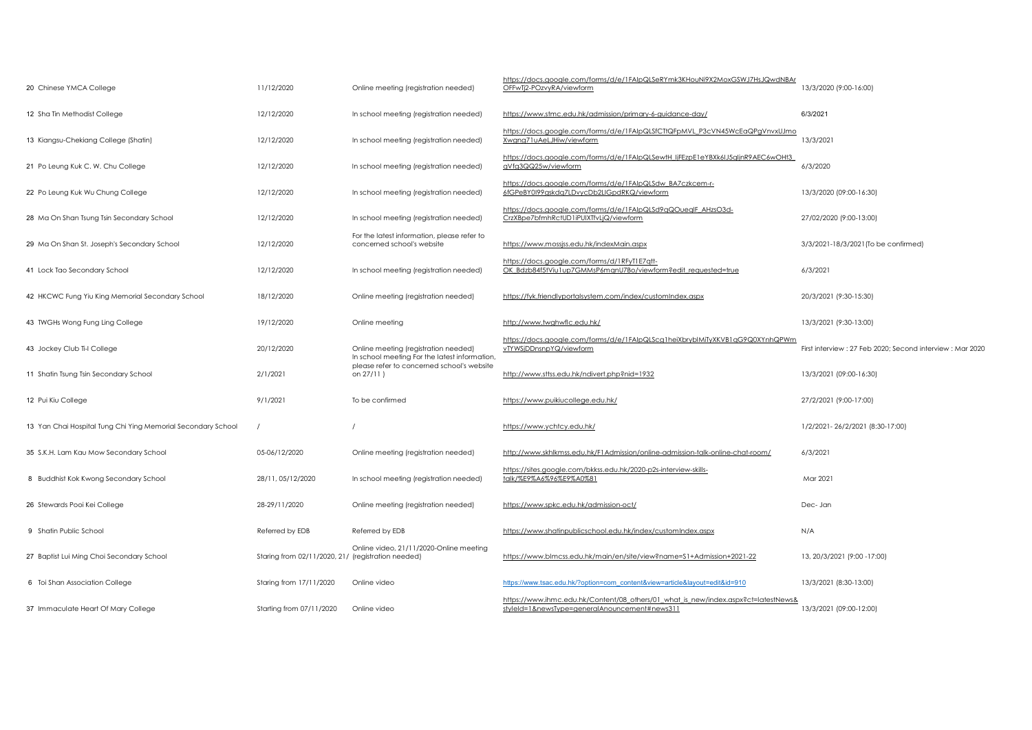| | | | | |
|---|---|---|---|---|
| 20 Chinese YMCA College | 11/12/2020 | Online meeting (registration needed) | https://docs.google.com/forms/d/e/1FAIpQLSeRYmk3KHouNi9X2MoxGSWJ7HsJQwdNBArOFFwTj2-POzvyRA/viewform | 13/3/2020 (9:00-16:00) |
| 12 Sha Tin Methodist College | 12/12/2020 | In school meeting (registration needed) | https://www.stmc.edu.hk/admission/primary-6-guidance-day/ | 6/3/2021 |
| 13 Kiangsu-Chekiang College (Shatin) | 12/12/2020 | In school meeting (registration needed) | https://docs.google.com/forms/d/e/1FAIpQLSfCTfQFpMVL_P3cVN45WcEaQPgVnvxUJmoXwgng71uAeLJHiw/viewform | 13/3/2021 |
| 21 Po Leung Kuk C. W. Chu College | 12/12/2020 | In school meeting (registration needed) | https://docs.google.com/forms/d/e/1FAIpQLSewtH_ljFEzpE1eYBXk6lJ5qlinR9AEC6wOHt3_gVfg3QQ25w/viewform | 6/3/2020 |
| 22 Po Leung Kuk Wu Chung College | 12/12/2020 | In school meeting (registration needed) | https://docs.google.com/forms/d/e/1FAIpQLSdw_BA7czkcem-r-6fGPeBY0I99gskdg7LDvycDb2LIGpdRKQ/viewform | 13/3/2020 (09:00-16:30) |
| 28 Ma On Shan Tsung Tsin Secondary School | 12/12/2020 | In school meeting (registration needed) | https://docs.google.com/forms/d/e/1FAIpQLSd9qQOueqIF_AHzsO3d-CrzXBpe7bfmhRctUD1iPUlXTfvLjQ/viewform | 27/02/2020 (9:00-13:00) |
| 29 Ma On Shan St. Joseph's Secondary School | 12/12/2020 | For the latest information, please refer to concerned school's website | https://www.mossjss.edu.hk/indexMain.aspx | 3/3/2021-18/3/2021(To be confirmed) |
| 41 Lock Tao Secondary School | 12/12/2020 | In school meeting (registration needed) | https://docs.google.com/forms/d/1RFyT1E7qtt-OK_Bdzb84f5tViu1up7GMMsP6mqnU7Bo/viewform?edit_requested=true | 6/3/2021 |
| 42 HKCWC Fung Yiu King Memorial Secondary School | 18/12/2020 | Online meeting (registration needed) | https://fyk.friendlyportalsystem.com/index/customIndex.aspx | 20/3/2021 (9:30-15:30) |
| 43 TWGHs Wong Fung Ling College | 19/12/2020 | Online meeting | http://www.twghwflc.edu.hk/ | 13/3/2021 (9:30-13:00) |
| 43 Jockey Club Ti-I College | 20/12/2020 | Online meeting (registration needed) | https://docs.google.com/forms/d/e/1FAIpQLScg1heiXbrybIMiTyXKVB1qG9Q0XYnhQPWmvTYWSjDDnsnpYQ/viewform | First interview : 27 Feb 2020; Second interview : Mar 2020 |
| 11 Shatin Tsung Tsin Secondary School | 2/1/2021 | In school meeting For the latest information, please refer to concerned school's website on 27/11 ) | http://www.sttss.edu.hk/ndivert.php?nid=1932 | 13/3/2021 (09:00-16:30) |
| 12 Pui Kiu College | 9/1/2021 | To be confirmed | https://www.puikiucollege.edu.hk/ | 27/2/2021 (9:00-17:00) |
| 13 Yan Chai Hospital Tung Chi Ying Memorial Secondary School | / | / | https://www.ychtcy.edu.hk/ | 1/2/2021- 26/2/2021 (8:30-17:00) |
| 35 S.K.H. Lam Kau Mow Secondary School | 05-06/12/2020 | Online meeting (registration needed) | http://www.skhlkmss.edu.hk/F1Admission/online-admission-talk-online-chat-room/ | 6/3/2021 |
| 8 Buddhist Kok Kwong Secondary School | 28/11, 05/12/2020 | In school meeting (registration needed) | https://sites.google.com/bkkss.edu.hk/2020-p2s-interview-skills-talk/%E9%A6%96%E9%A0%81 | Mar 2021 |
| 26 Stewards Pooi Kei College | 28-29/11/2020 | Online meeting (registration needed) | https://www.spkc.edu.hk/admission-oct/ | Dec- Jan |
| 9 Shatin Public School | Referred by EDB | Referred by EDB | https://www.shatinpublicschool.edu.hk/index/customIndex.aspx | N/A |
| 27 Baptist Lui Ming Choi Secondary School | Staring from 02/11/2020, 21/ | Online video, 21/11/2020-Online meeting (registration needed) | https://www.blmcss.edu.hk/main/en/site/view?name=S1+Admission+2021-22 | 13, 20/3/2021 (9:00 -17:00) |
| 6 Toi Shan Association College | Staring from 17/11/2020 | Online video | https://www.tsac.edu.hk/?option=com_content&view=article&layout=edit&id=910 | 13/3/2021 (8:30-13:00) |
| 37 Immaculate Heart Of Mary College | Starting from 07/11/2020 | Online video | https://www.ihmc.edu.hk/Content/08_others/01_what_is_new/index.aspx?ct=latestNews&styleId=1&newsType=generalAnouncement#news311 | 13/3/2021 (09:00-12:00) |